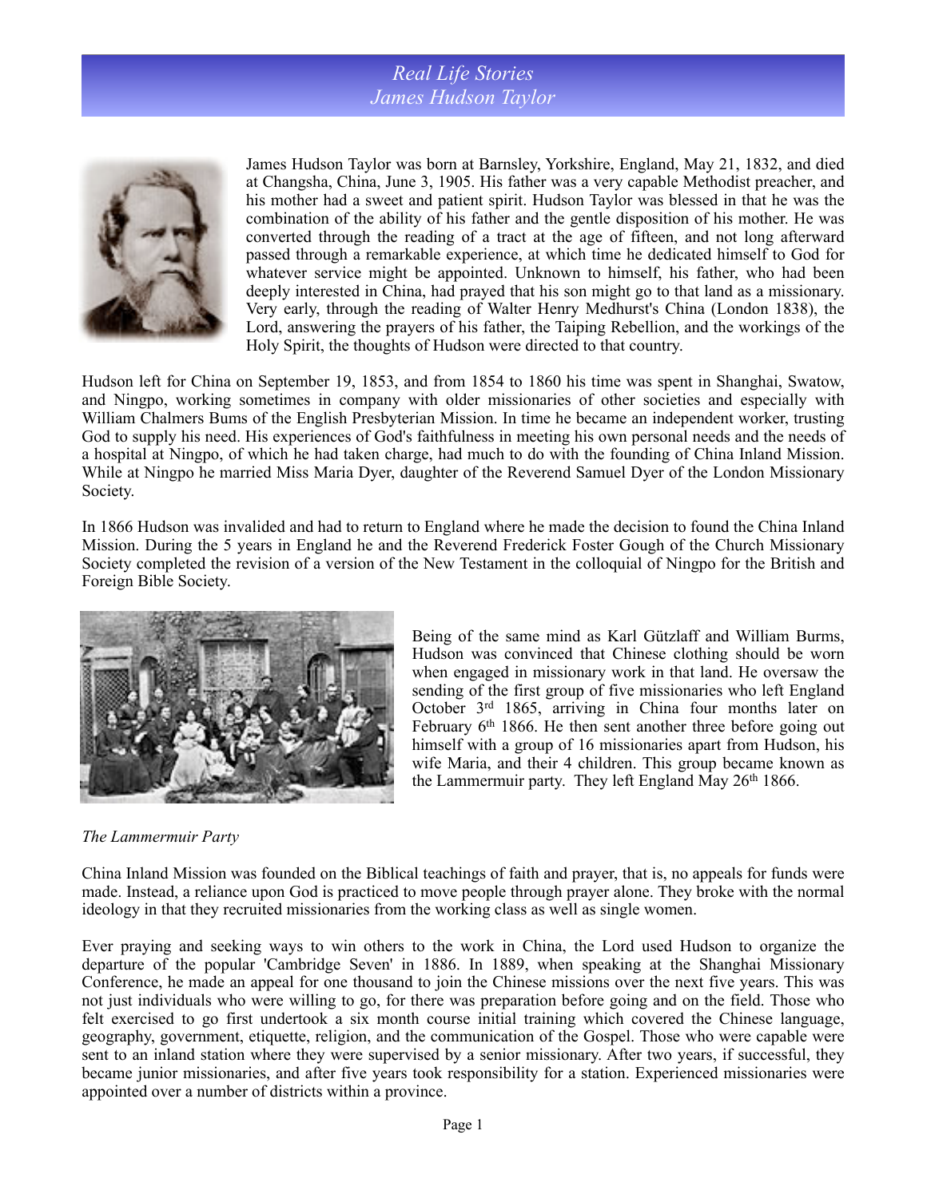# *Real Life Stories*
# *James Hudson Taylor*

James Hudson Taylor was born at Barnsley, Yorkshire, England, May 21, 1832, and died at Changsha, China, June 3, 1905. His father was a very capable Methodist preacher, and his mother had a sweet and patient spirit. Hudson Taylor was blessed in that he was the combination of the ability of his father and the gentle disposition of his mother. He was converted through the reading of a tract at the age of fifteen, and not long afterward passed through a remarkable experience, at which time he dedicated himself to God for whatever service might be appointed. Unknown to himself, his father, who had been deeply interested in China, had prayed that his son might go to that land as a missionary. Very early, through the reading of Walter Henry Medhurst's China (London 1838), the Lord, answering the prayers of his father, the Taiping Rebellion, and the workings of the Holy Spirit, the thoughts of Hudson were directed to that country.

Hudson left for China on September 19, 1853, and from 1854 to 1860 his time was spent in Shanghai, Swatow, and Ningpo, working sometimes in company with older missionaries of other societies and especially with William Chalmers Bums of the English Presbyterian Mission. In time he became an independent worker, trusting God to supply his need. His experiences of God's faithfulness in meeting his own personal needs and the needs of a hospital at Ningpo, of which he had taken charge, had much to do with the founding of China Inland Mission. While at Ningpo he married Miss Maria Dyer, daughter of the Reverend Samuel Dyer of the London Missionary Society.

In 1866 Hudson was invalided and had to return to England where he made the decision to found the China Inland Mission. During the 5 years in England he and the Reverend Frederick Foster Gough of the Church Missionary Society completed the revision of a version of the New Testament in the colloquial of Ningpo for the British and Foreign Bible Society.

Being of the same mind as Karl Gützlaff and William Burms, Hudson was convinced that Chinese clothing should be worn when engaged in missionary work in that land. He oversaw the sending of the first group of five missionaries who left England October 3rd 1865, arriving in China four months later on February 6th 1866. He then sent another three before going out himself with a group of 16 missionaries apart from Hudson, his wife Maria, and their 4 children. This group became known as the Lammermuir party. They left England May 26th 1866.

*The Lammermuir Party*

China Inland Mission was founded on the Biblical teachings of faith and prayer, that is, no appeals for funds were made. Instead, a reliance upon God is practiced to move people through prayer alone. They broke with the normal ideology in that they recruited missionaries from the working class as well as single women.

Ever praying and seeking ways to win others to the work in China, the Lord used Hudson to organize the departure of the popular 'Cambridge Seven' in 1886. In 1889, when speaking at the Shanghai Missionary Conference, he made an appeal for one thousand to join the Chinese missions over the next five years. This was not just individuals who were willing to go, for there was preparation before going and on the field. Those who felt exercised to go first undertook a six month course initial training which covered the Chinese language, geography, government, etiquette, religion, and the communication of the Gospel. Those who were capable were sent to an inland station where they were supervised by a senior missionary. After two years, if successful, they became junior missionaries, and after five years took responsibility for a station. Experienced missionaries were appointed over a number of districts within a province.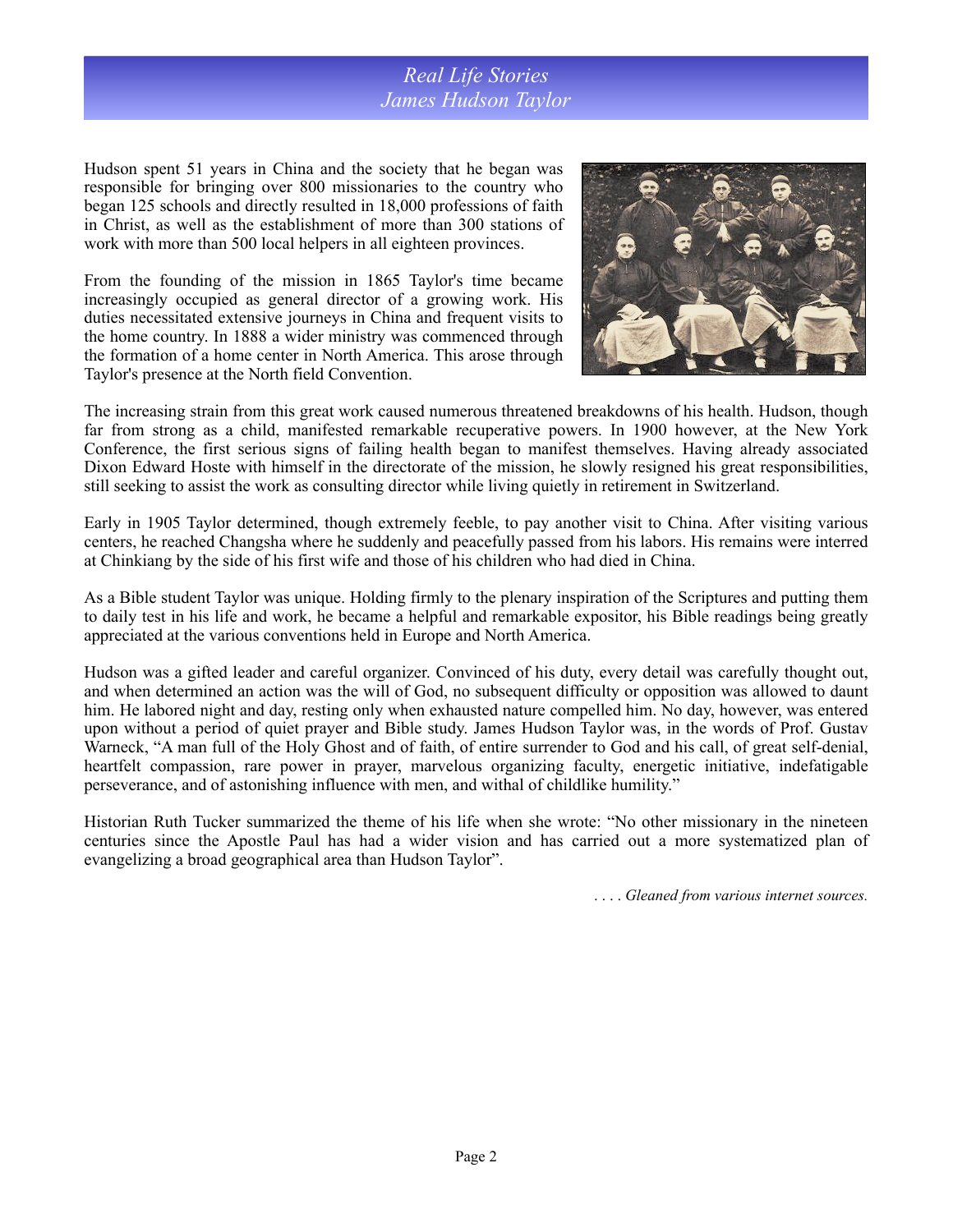Hudson spent 51 years in China and the society that he began was responsible for bringing over 800 missionaries to the country who began 125 schools and directly resulted in 18,000 professions of faith in Christ, as well as the establishment of more than 300 stations of work with more than 500 local helpers in all eighteen provinces.

From the founding of the mission in 1865 Taylor's time became increasingly occupied as general director of a growing work. His duties necessitated extensive journeys in China and frequent visits to the home country. In 1888 a wider ministry was commenced through the formation of a home center in North America. This arose through Taylor's presence at the North field Convention.

The increasing strain from this great work caused numerous threatened breakdowns of his health. Hudson, though far from strong as a child, manifested remarkable recuperative powers. In 1900 however, at the New York Conference, the first serious signs of failing health began to manifest themselves. Having already associated Dixon Edward Hoste with himself in the directorate of the mission, he slowly resigned his great responsibilities, still seeking to assist the work as consulting director while living quietly in retirement in Switzerland.

Early in 1905 Taylor determined, though extremely feeble, to pay another visit to China. After visiting various centers, he reached Changsha where he suddenly and peacefully passed from his labors. His remains were interred at Chinkiang by the side of his first wife and those of his children who had died in China.

As a Bible student Taylor was unique. Holding firmly to the plenary inspiration of the Scriptures and putting them to daily test in his life and work, he became a helpful and remarkable expositor, his Bible readings being greatly appreciated at the various conventions held in Europe and North America.

Hudson was a gifted leader and careful organizer. Convinced of his duty, every detail was carefully thought out, and when determined an action was the will of God, no subsequent difficulty or opposition was allowed to daunt him. He labored night and day, resting only when exhausted nature compelled him. No day, however, was entered upon without a period of quiet prayer and Bible study. James Hudson Taylor was, in the words of Prof. Gustav Warneck, "A man full of the Holy Ghost and of faith, of entire surrender to God and his call, of great self-denial, heartfelt compassion, rare power in prayer, marvelous organizing faculty, energetic initiative, indefatigable perseverance, and of astonishing influence with men, and withal of childlike humility."

Historian Ruth Tucker summarized the theme of his life when she wrote: "No other missionary in the nineteen centuries since the Apostle Paul has had a wider vision and has carried out a more systematized plan of evangelizing a broad geographical area than Hudson Taylor".

*. . . . Gleaned from various internet sources.*